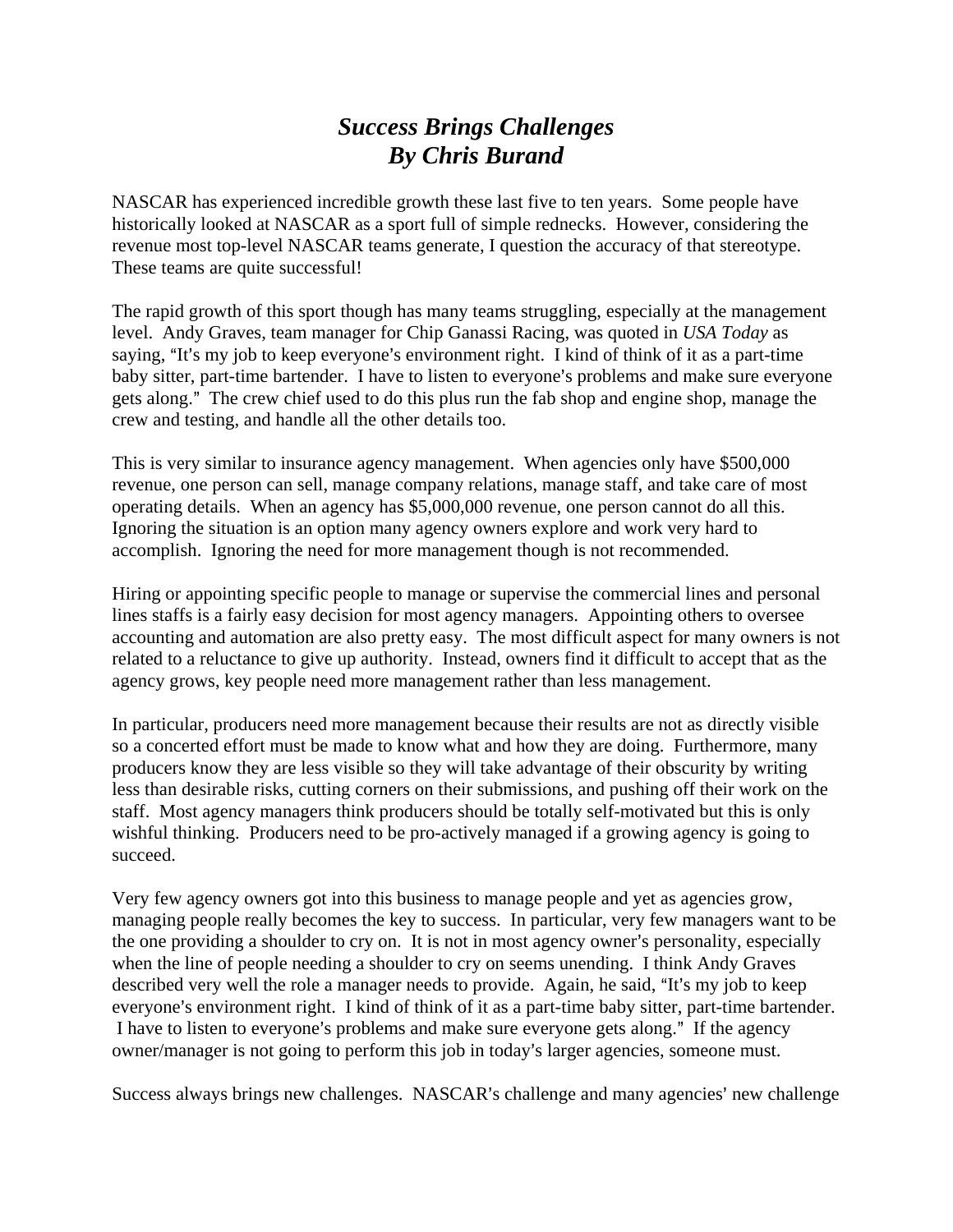# *Success Brings Challenges*
# *By Chris Burand*

NASCAR has experienced incredible growth these last five to ten years. Some people have historically looked at NASCAR as a sport full of simple rednecks. However, considering the revenue most top-level NASCAR teams generate, I question the accuracy of that stereotype. These teams are quite successful!

The rapid growth of this sport though has many teams struggling, especially at the management level. Andy Graves, team manager for Chip Ganassi Racing, was quoted in *USA Today* as saying, "It's my job to keep everyone's environment right. I kind of think of it as a part-time baby sitter, part-time bartender. I have to listen to everyone's problems and make sure everyone gets along." The crew chief used to do this plus run the fab shop and engine shop, manage the crew and testing, and handle all the other details too.

This is very similar to insurance agency management. When agencies only have $500,000 revenue, one person can sell, manage company relations, manage staff, and take care of most operating details. When an agency has $5,000,000 revenue, one person cannot do all this. Ignoring the situation is an option many agency owners explore and work very hard to accomplish. Ignoring the need for more management though is not recommended.

Hiring or appointing specific people to manage or supervise the commercial lines and personal lines staffs is a fairly easy decision for most agency managers. Appointing others to oversee accounting and automation are also pretty easy. The most difficult aspect for many owners is not related to a reluctance to give up authority. Instead, owners find it difficult to accept that as the agency grows, key people need more management rather than less management.

In particular, producers need more management because their results are not as directly visible so a concerted effort must be made to know what and how they are doing. Furthermore, many producers know they are less visible so they will take advantage of their obscurity by writing less than desirable risks, cutting corners on their submissions, and pushing off their work on the staff. Most agency managers think producers should be totally self-motivated but this is only wishful thinking. Producers need to be pro-actively managed if a growing agency is going to succeed.

Very few agency owners got into this business to manage people and yet as agencies grow, managing people really becomes the key to success. In particular, very few managers want to be the one providing a shoulder to cry on. It is not in most agency owner's personality, especially when the line of people needing a shoulder to cry on seems unending. I think Andy Graves described very well the role a manager needs to provide. Again, he said, "It's my job to keep everyone's environment right. I kind of think of it as a part-time baby sitter, part-time bartender. I have to listen to everyone's problems and make sure everyone gets along." If the agency owner/manager is not going to perform this job in today's larger agencies, someone must.

Success always brings new challenges. NASCAR's challenge and many agencies' new challenge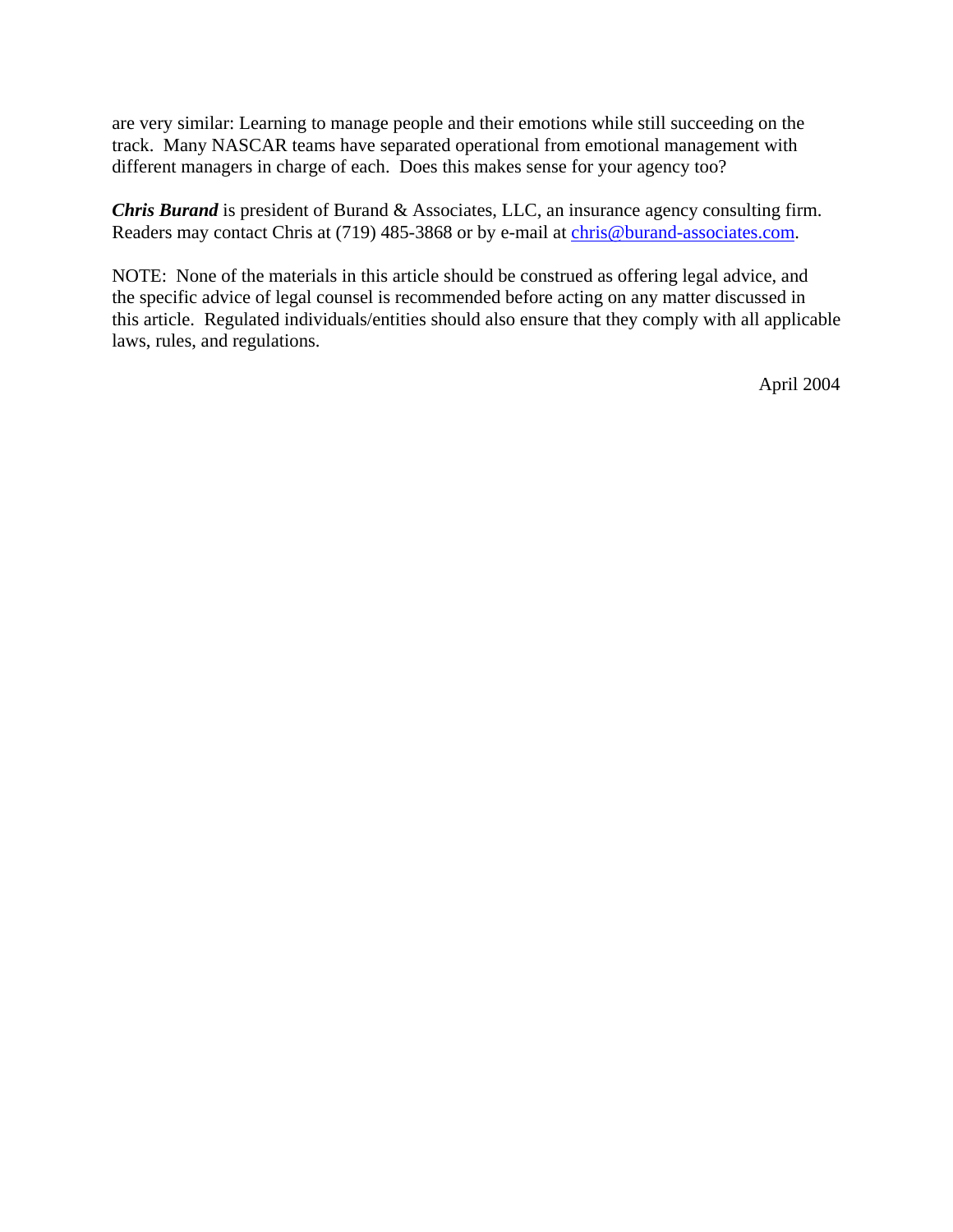are very similar: Learning to manage people and their emotions while still succeeding on the track. Many NASCAR teams have separated operational from emotional management with different managers in charge of each. Does this makes sense for your agency too?

***Chris Burand*** is president of Burand & Associates, LLC, an insurance agency consulting firm. Readers may contact Chris at (719) 485-3868 or by e-mail at chris@burand-associates.com.

NOTE: None of the materials in this article should be construed as offering legal advice, and the specific advice of legal counsel is recommended before acting on any matter discussed in this article. Regulated individuals/entities should also ensure that they comply with all applicable laws, rules, and regulations.

April 2004